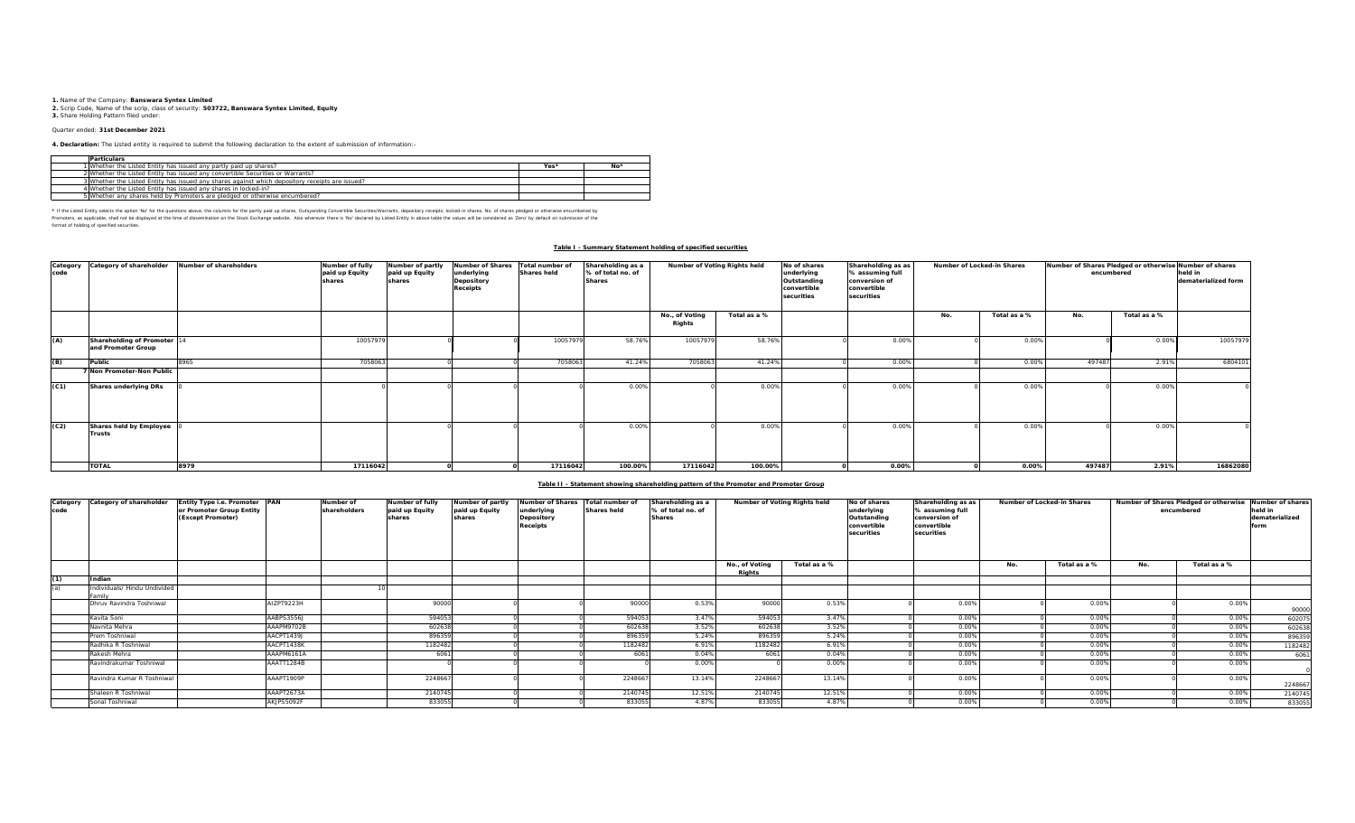**1.** Name of the Company: **Banswara Syntex Limited**
**2.** Scrip Code, Name of the scrip, class of security: **503722, Banswara Syntex Limited, Equity**
**3.** Share Holding Pattern filed under:

Quarter ended: **31st December 2021**

**4. Declaration:** The Listed entity is required to submit the following declaration to the extent of submission of information:-

| | Particulars | Yes* | No* |
|---|---|---|---|
| 1 | Whether the Listed Entity has issued any partly paid up shares? | | |
| 2 | Whether the Listed Entity has issued any convertible Securities or Warrants? | | |
| 3 | Whether the Listed Entity has issued any shares against which depository receipts are issued? | | |
| 4 | Whether the Listed Entity has issued any shares in locked-in? | | |
| 5 | Whether any shares held by Promoters are pledged or otherwise encumbered? | | |

* If the Listed Entity selects the option 'No' for the questions above, the columns for the partly paid up shares, Outstanding Convertible Securities/Warrants, depository receipts, locked-in shares, No. of shares pledged or otherwise encumbered by Promoters, as applicable, shall not be displayed at the time of dissemination on the Stock Exchange website. Also wherever there is 'No' declared by Listed Entity in above table the values will be considered as 'Zero' by default on submission of the format of holding of specified securities.

**Table I - Summary Statement holding of specified securities**

| Category code | Category of shareholder | Number of shareholders | Number of fully paid up Equity shares | Number of partly paid up Equity shares | Number of Shares underlying Depository Receipts | Total number of Shares held | Shareholding as a % of total no. of Shares | Number of Voting Rights held | | No of shares underlying Outstanding convertible securities | Shareholding as as % assuming full conversion of convertible securities | Number of Locked-in Shares | | Number of Shares Pledged or otherwise encumbered | | Number of shares held in dematerialized form |
|---|---|---|---|---|---|---|---|---|---|---|---|---|---|---|---|---|
| | | | | | | | | No., of Voting Rights | Total as a % | | | No. | Total as a % | No. | Total as a % | |
| (A) | Shareholding of Promoter and Promoter Group | 14 | 10057979 | 0 | 0 | 10057979 | 58.76% | 10057979 | 58.76% | 0 | 0.00% | 0 | 0.00% | 0 | 0.00% | 10057979 |
| (B) | Public | 8965 | 7058063 | 0 | 0 | 7058063 | 41.24% | 7058063 | 41.24% | 0 | 0.00% | 0 | 0.00% | 497487 | 2.91% | 6804101 |
| | Non Promoter-Non Public | | | | | | | | | | | | | | | |
| (C1) | Shares underlying DRs | 0 | 0 | 0 | 0 | 0 | 0.00% | 0 | 0.00% | 0 | 0.00% | 0 | 0.00% | 0 | 0.00% | 0 |
| (C2) | Shares held by Employee Trusts | 0 | 0 | 0 | 0 | 0 | 0.00% | 0 | 0.00% | 0 | 0.00% | 0 | 0.00% | 0 | 0.00% | 0 |
| | TOTAL | 8979 | 17116042 | 0 | 0 | 17116042 | 100.00% | 17116042 | 100.00% | 0 | 0.00% | 0 | 0.00% | 497487 | 2.91% | 16862080 |

**Table II - Statement showing shareholding pattern of the Promoter and Promoter Group**

| Category code | Category of shareholder | Entity Type i.e. Promoter or Promoter Group Entity (Except Promoter) | PAN | Number of shareholders | Number of fully paid up Equity shares | Number of partly paid up Equity shares | Number of Shares underlying Depository Receipts | Total number of Shares held | Shareholding as a % of total no. of Shares | Number of Voting Rights held | | No of shares underlying Outstanding convertible securities | Shareholding as as % assuming full conversion of convertible securities | Number of Locked-in Shares | | Number of Shares Pledged or otherwise encumbered | | Number of shares held in dematerialized form |
|---|---|---|---|---|---|---|---|---|---|---|---|---|---|---|---|---|---|---|
| | | | | | | | | | | No., of Voting Rights | Total as a % | | | No. | Total as a % | No. | Total as a % | |
| (1) | Indian | | | | | | | | | | | | | | | | | |
| (a) | Individuals/ Hindu Undivided Family | | | 10 | | | | | | | | | | | | | | |
| | Dhruv Ravindra Toshniwal | | AIZPT9223H | | 90000 | 0 | 0 | 90000 | 0.53% | 90000 | 0.53% | 0 | 0.00% | 0 | 0.00% | 0 | 0.00% | 90000 |
| | Kavita Soni | | AABPS3556J | | 594053 | 0 | 0 | 594053 | 3.47% | 594053 | 3.47% | 0 | 0.00% | 0 | 0.00% | 0 | 0.00% | 602075 |
| | Navnita Mehra | | AAAPM9702B | | 602638 | 0 | 0 | 602638 | 3.52% | 602638 | 3.52% | 0 | 0.00% | 0 | 0.00% | 0 | 0.00% | 602638 |
| | Prem Toshniwal | | AACPT1439J | | 896359 | 0 | 0 | 896359 | 5.24% | 896359 | 5.24% | 0 | 0.00% | 0 | 0.00% | 0 | 0.00% | 896359 |
| | Radhika R Toshniwal | | AACPT1438K | | 1182482 | 0 | 0 | 1182482 | 6.91% | 1182482 | 6.91% | 0 | 0.00% | 0 | 0.00% | 0 | 0.00% | 1182482 |
| | Rakesh Mehra | | AAAPM6161A | | 6061 | 0 | 0 | 6061 | 0.04% | 6061 | 0.04% | 0 | 0.00% | 0 | 0.00% | 0 | 0.00% | 6061 |
| | Ravindrakumar Toshniwal | | AAATT1284B | | 0 | 0 | 0 | 0 | 0.00% | 0 | 0.00% | 0 | 0.00% | 0 | 0.00% | 0 | 0.00% | 0 |
| | Ravindra Kumar R Toshniwal | | AAAPT1909P | | 2248667 | 0 | 0 | 2248667 | 13.14% | 2248667 | 13.14% | 0 | 0.00% | 0 | 0.00% | 0 | 0.00% | 2248667 |
| | Shaleen R Toshniwal | | AAAPT2673A | | 2140745 | 0 | 0 | 2140745 | 12.51% | 2140745 | 12.51% | 0 | 0.00% | 0 | 0.00% | 0 | 0.00% | 2140745 |
| | Sonal Toshniwal | | AKJPS5092F | | 833055 | 0 | 0 | 833055 | 4.87% | 833055 | 4.87% | 0 | 0.00% | 0 | 0.00% | 0 | 0.00% | 833055 |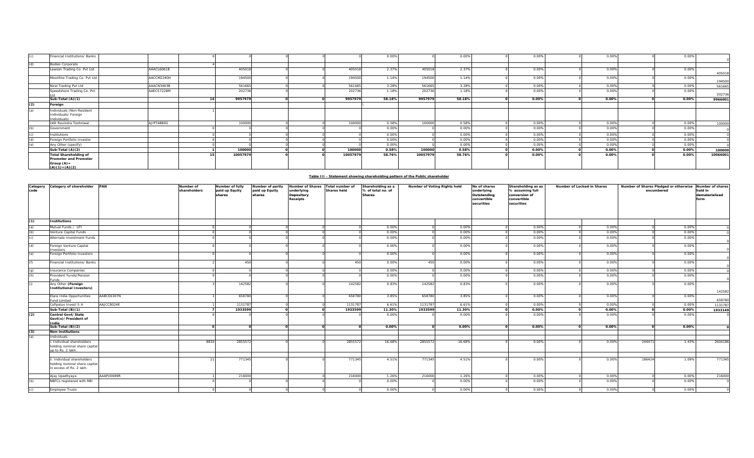| | | | | | | | | | | | | | | | | | | |
|---|---|---|---|---|---|---|---|---|---|---|---|---|---|---|---|---|---|---|
| (c) | Financial Institutions/ Banks | | 0 | 0 | 0 | 0 | 0 | 0.00% | 0 | 0.00% | 0 | 0.00% | 0 | 0.00% | 0 | 0.00% | 0 |
| (d) | Bodies Corporate | | 4 | | | | | | | | | | | | | | |
| | Lawson Trading Co. Pvt Ltd | AAACL6061B | | 405018 | 0 | 0 | 405018 | 2.37% | 405018 | 2.37% | 0 | 0.00% | 0 | 0.00% | 0 | 0.00% | 405018 |
| | Moonfine Trading Co. Pvt Ltd | AACCM2240H | | 194500 | 0 | 0 | 194500 | 1.14% | 194500 | 1.14% | 0 | 0.00% | 0 | 0.00% | 0 | 0.00% | 194500 |
| | Niral Trading Pvt Ltd | AAACN3463B | | 561665 | 0 | 0 | 561665 | 3.28% | 561665 | 3.28% | 0 | 0.00% | 0 | 0.00% | 0 | 0.00% | 561665 |
| | Speedshore Trading Co. Pvt Ltd | AAECS7228M | | 202736 | 0 | 0 | 202736 | 1.18% | 202736 | 1.18% | 0 | 0.00% | 0 | 0.00% | 0 | 0.00% | 202736 |
| | **Sub-Total (A)(1)** | | **14** | **9957979** | **0** | **0** | **9957979** | **58.18%** | **9957979** | **58.18%** | **0** | **0.00%** | **0** | **0.00%** | **0** | **0.00%** | **9966001** |
| **(2)** | **Foreign** | | | | | | | | | | | | | | | | |
| (a) | Individuals (Non-Resident Individuals/ Foreign Individuals) | | 1 | | | | | | | | | | | | | | |
| | Udit Ravindra Toshniwal | AJIPT4880G | | 100000 | 0 | 0 | 100000 | 0.58% | 100000 | 0.58% | 0 | 0.00% | 0 | 0.00% | 0 | 0.00% | 100000 |
| (b) | Government | | 0 | 0 | 0 | 0 | 0 | 0.00% | 0 | 0.00% | 0 | 0.00% | 0 | 0.00% | 0 | 0.00% | 0 |
| (c) | Institutions | | 0 | 0 | 0 | 0 | 0 | 0.00% | 0 | 0.00% | 0 | 0.00% | 0 | 0.00% | 0 | 0.00% | 0 |
| (d) | Foreign Portfolio Investor | | 0 | 0 | 0 | 0 | 0 | 0.00% | 0 | 0.00% | 0 | 0.00% | 0 | 0.00% | 0 | 0.00% | 0 |
| (e) | Any Other (specify) | | 0 | 0 | 0 | 0 | 0 | 0.00% | 0 | 0.00% | 0 | 0.00% | 0 | 0.00% | 0 | 0.00% | 0 |
| | **Sub-Total (A)(2)** | | **1** | **100000** | **0** | **0** | **100000** | **0.58%** | **100000** | **0.58%** | **0** | **0.00%** | **0** | **0.00%** | **0** | **0.00%** | **100000** |
| | **Total Shareholding of Promoter and Promoter Group (A)= (A)(1)+(A)(2)** | | **15** | **10057979** | **0** | **0** | **10057979** | **58.76%** | **10057979** | **58.76%** | **0** | **0.00%** | **0** | **0.00%** | **0** | **0.00%** | **10066001** |

**Table III - Statement showing shareholding pattern of the Public shareholder**

| Category code | Category of shareholder | PAN | Number of shareholders | Number of fully paid up Equity shares | Number of partly paid up Equity shares | Number of Shares underlying Depository Receipts | Total number of Shares held | Shareholding as a % of total no. of Shares | Number of Voting Rights held | | No of shares underlying Outstanding convertible securities | Shareholding as as % assuming full conversion of convertible securities | Number of Locked-in Shares | | Number of Shares Pledged or otherwise encumbered | | Number of shares held in dematerialized form |
|---|---|---|---|---|---|---|---|---|---|---|---|---|---|---|---|---|---|
| **(1)** | **Institutions** | | | | | | | | | | | | | | | | |
| (a) | Mutual Funds / UTI | | 0 | 0 | 0 | 0 | 0 | 0.00% | 0 | 0.00% | 0 | 0.00% | 0 | 0.00% | 0 | 0.00% | 0 |
| (b) | Venture Capital Funds | | 0 | 0 | 0 | 0 | 0 | 0.00% | 0 | 0.00% | 0 | 0.00% | 0 | 0.00% | 0 | 0.00% | 0 |
| (c) | Alternate Investment Funds | | 0 | 0 | 0 | 0 | 0 | 0.00% | 0 | 0.00% | 0 | 0.00% | 0 | 0.00% | 0 | 0.00% | 0 |
| (d) | Foreign Venture Capital Investors | | 0 | 0 | 0 | 0 | 0 | 0.00% | 0 | 0.00% | 0 | 0.00% | 0 | 0.00% | 0 | 0.00% | 0 |
| (e) | Foreign Portfolio Investors | | 0 | 0 | 0 | 0 | 0 | 0.00% | 0 | 0.00% | 0 | 0.00% | 0 | 0.00% | 0 | 0.00% | 0 |
| (f) | Financial Institutions/ Banks | | 2 | 450 | 0 | 0 | 450 | 0.00% | 450 | 0.00% | 0 | 0.00% | 0 | 0.00% | 0 | 0.00% | 0 |
| (g) | Insurance Companies | | 0 | 0 | 0 | 0 | 0 | 0.00% | 0 | 0.00% | 0 | 0.00% | 0 | 0.00% | 0 | 0.00% | 0 |
| (h) | Provident Funds/Pension Funds | | 0 | 0 | 0 | 0 | 0 | 0.00% | 0 | 0.00% | 0 | 0.00% | 0 | 0.00% | 0 | 0.00% | 0 |
| (i) | Any Other (**Foreign Institutional Investors**) | | 3 | 142582 | 0 | 0 | 142582 | 0.83% | 142582 | 0.83% | 0 | 0.00% | 0 | 0.00% | 0 | 0.00% | 142582 |
| | Elara India Opportunities Fund Limited | AABCE6307N | 1 | 658780 | 0 | 0 | 658780 | 3.85% | 658780 | 3.85% | 0 | 0.00% | 0 | 0.00% | 0 | 0.00% | 658780 |
| | Cofipalux Invest S A | AAJCC8024E | 1 | 1131787 | 0 | 0 | 1131787 | 6.61% | 1131787 | 6.61% | 0 | 0.00% | 0 | 0.00% | 0 | 0.00% | 1131787 |
| | **Sub-Total (B)(1)** | | **7** | **1933599** | **0** | **0** | **1933599** | **11.30%** | **1933599** | **11.30%** | **0** | **0.00%** | **0** | **0.00%** | **0** | **0.00%** | **1933149** |
| **(2)** | **Central Govt/ State Govt(s)/ President of India** | | 0 | 0 | 0 | 0 | 0 | 0.00% | 0 | 0.00% | 0 | 0.00% | 0 | 0.00% | 0 | 0.00% | 0 |
| | **Sub-Total (B)(2)** | | **0** | **0** | **0** | **0** | **0** | **0.00%** | **0** | **0.00%** | **0** | **0.00%** | **0** | **0.00%** | **0** | **0.00%** | **0** |
| **(3)** | **Non-institutions** | | | | | | | | | | | | | | | | |
| (a) | Individuals - | | | | | | | | | | | | | | | | |
| | i. Individual shareholders holding nominal share capital up to Rs. 2 lakh. | | 8830 | 2855572 | 0 | 0 | 2855572 | 16.68% | 2855572 | 16.68% | 0 | 0.00% | 0 | 0.00% | 244471 | 1.43% | 2604186 |
| | ii. Individual shareholders holding nominal share capital in excess of Rs. 2 lakh. | | 21 | 771345 | 0 | 0 | 771345 | 4.51% | 771345 | 4.51% | 0 | 0.00% | 0 | 0.00% | 186424 | 1.09% | 771345 |
| | Ajay Upadhyaya | AAAPU0699R | 1 | 216000 | | 0 | 216000 | 1.26% | 216000 | 1.26% | 0 | 0.00% | 0 | 0.00% | 0 | 0.00% | 216000 |
| (b) | NBFCs registered with RBI | | 0 | 0 | 0 | 0 | 0 | 0.00% | 0 | 0.00% | 0 | 0.00% | 0 | 0.00% | 0 | 0.00% | 0 |
| (c) | Employee Trusts | | 0 | 0 | 0 | 0 | 0 | 0.00% | 0 | 0.00% | 0 | 0.00% | 0 | 0.00% | 0 | 0.00% | 0 |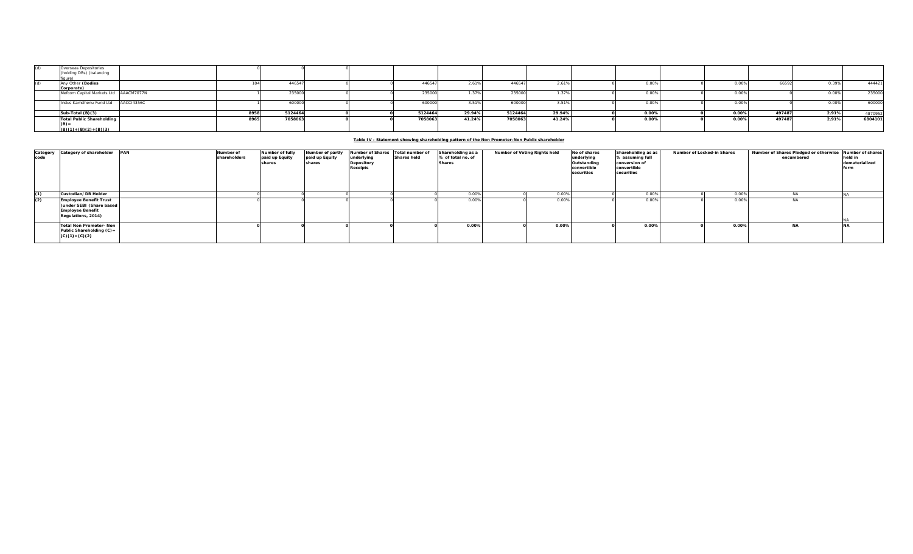| | | | | | | | | | | | | | | | | |
|---|---|---|---|---|---|---|---|---|---|---|---|---|---|---|---|---|
| (d) | Overseas Depositories (holding DRs) (balancing figure) | | 0 | 0 | 0 | | | | | | | | | | | |
| (d) | Any Other **(Bodies Corporate)** | | 104 | 446547 | 0 | 0 | 446547 | 2.61% | 446547 | 2.61% | 0 | 0.00% | 0 | 0.00% | 66592 | 0.39% | 444421 |
| | Mefcom Capital Markets Ltd | AAACM7077N | 1 | 235000 | 0 | 0 | 235000 | 1.37% | 235000 | 1.37% | 0 | 0.00% | 0 | 0.00% | 0 | 0.00% | 235000 |
| | Indus Kamdhenu Fund Ltd | AACCI4356C | 1 | 600000 | 0 | 0 | 600000 | 3.51% | 600000 | 3.51% | 0 | 0.00% | 0 | 0.00% | 0 | 0.00% | 600000 |
| | **Sub-Total (B)(3)** | | **8958** | **5124464** | **0** | **0** | **5124464** | **29.94%** | **5124464** | **29.94%** | **0** | **0.00%** | **0** | **0.00%** | **497487** | **2.91%** | 4870952 |
| | **Total Public Shareholding (B)= (B)(1)+(B)(2)+(B)(3)** | | **8965** | **7058063** | **0** | **0** | **7058063** | **41.24%** | **7058063** | **41.24%** | **0** | **0.00%** | **0** | **0.00%** | **497487** | **2.91%** | **6804101** |

**Table IV - Statement showing shareholding pattern of the Non Promoter-Non Public shareholder**

| Category code | Category of shareholder | PAN | Number of shareholders | Number of fully paid up Equity shares | Number of partly paid up Equity shares | Number of Shares underlying Depository Receipts | Total number of Shares held | Shareholding as a % of total no. of Shares | Number of Voting Rights held | | No of shares underlying Outstanding convertible securities | Shareholding as as % assuming full conversion of convertible securities | Number of Locked-in Shares | | Number of Shares Pledged or otherwise encumbered | Number of shares held in dematerialized form |
|---|---|---|---|---|---|---|---|---|---|---|---|---|---|---|---|---|
| (1) | **Custodian/DR Holder** | | 0 | 0 | 0 | 0 | 0 | 0.00% | 0 | 0.00% | 0 | 0.00% | 0 | 0.00% | NA | NA |
| (2) | **Employee Benefit Trust (under SEBI (Share based Employee Benefit Regulations, 2014)** | | 0 | 0 | 0 | 0 | 0 | 0.00% | 0 | 0.00% | 0 | 0.00% | 0 | 0.00% | NA | NA |
| | **Total Non Promoter- Non Public Shareholding (C)= (C)(1)+(C)(2)** | | **0** | **0** | **0** | **0** | **0** | **0.00%** | **0** | **0.00%** | **0** | **0.00%** | **0** | **0.00%** | **NA** | **NA** |